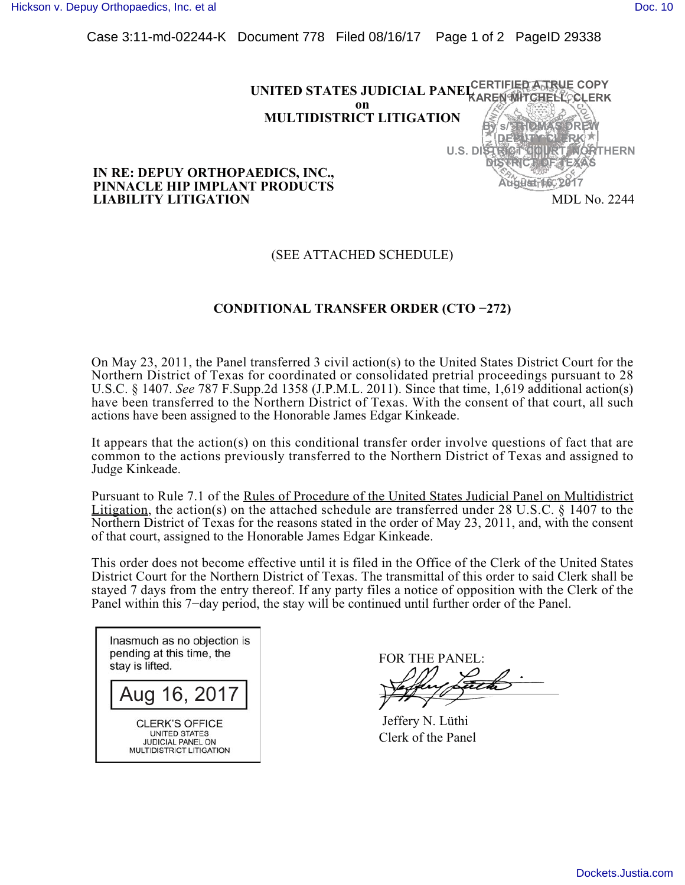**UNITED STATES JUDICIAL PANEL**
**on**
**MULTIDISTRICT LITIGATION**

CERTIFIED A TRUE COPY
KAREN MITCHELL, CLERK
By s/ THOMAS DREW
DEPUTY CLERK
U.S. DISTRICT COURT, NORTHERN DISTRICT OF TEXAS
August 16, 2017

**IN RE: DEPUY ORTHOPAEDICS, INC., PINNACLE HIP IMPLANT PRODUCTS LIABILITY LITIGATION** MDL No. 2244

(SEE ATTACHED SCHEDULE)

**CONDITIONAL TRANSFER ORDER (CTO −272)**

On May 23, 2011, the Panel transferred 3 civil action(s) to the United States District Court for the Northern District of Texas for coordinated or consolidated pretrial proceedings pursuant to 28 U.S.C. § 1407. *See* 787 F.Supp.2d 1358 (J.P.M.L. 2011). Since that time, 1,619 additional action(s) have been transferred to the Northern District of Texas. With the consent of that court, all such actions have been assigned to the Honorable James Edgar Kinkeade.

It appears that the action(s) on this conditional transfer order involve questions of fact that are common to the actions previously transferred to the Northern District of Texas and assigned to Judge Kinkeade.

Pursuant to Rule 7.1 of the Rules of Procedure of the United States Judicial Panel on Multidistrict Litigation, the action(s) on the attached schedule are transferred under 28 U.S.C. § 1407 to the Northern District of Texas for the reasons stated in the order of May 23, 2011, and, with the consent of that court, assigned to the Honorable James Edgar Kinkeade.

This order does not become effective until it is filed in the Office of the Clerk of the United States District Court for the Northern District of Texas. The transmittal of this order to said Clerk shall be stayed 7 days from the entry thereof. If any party files a notice of opposition with the Clerk of the Panel within this 7−day period, the stay will be continued until further order of the Panel.

Inasmuch as no objection is pending at this time, the stay is lifted.

Aug 16, 2017

CLERK'S OFFICE
UNITED STATES
JUDICIAL PANEL ON
MULTIDISTRICT LITIGATION

FOR THE PANEL:

Jeffery N. Lüthi
Clerk of the Panel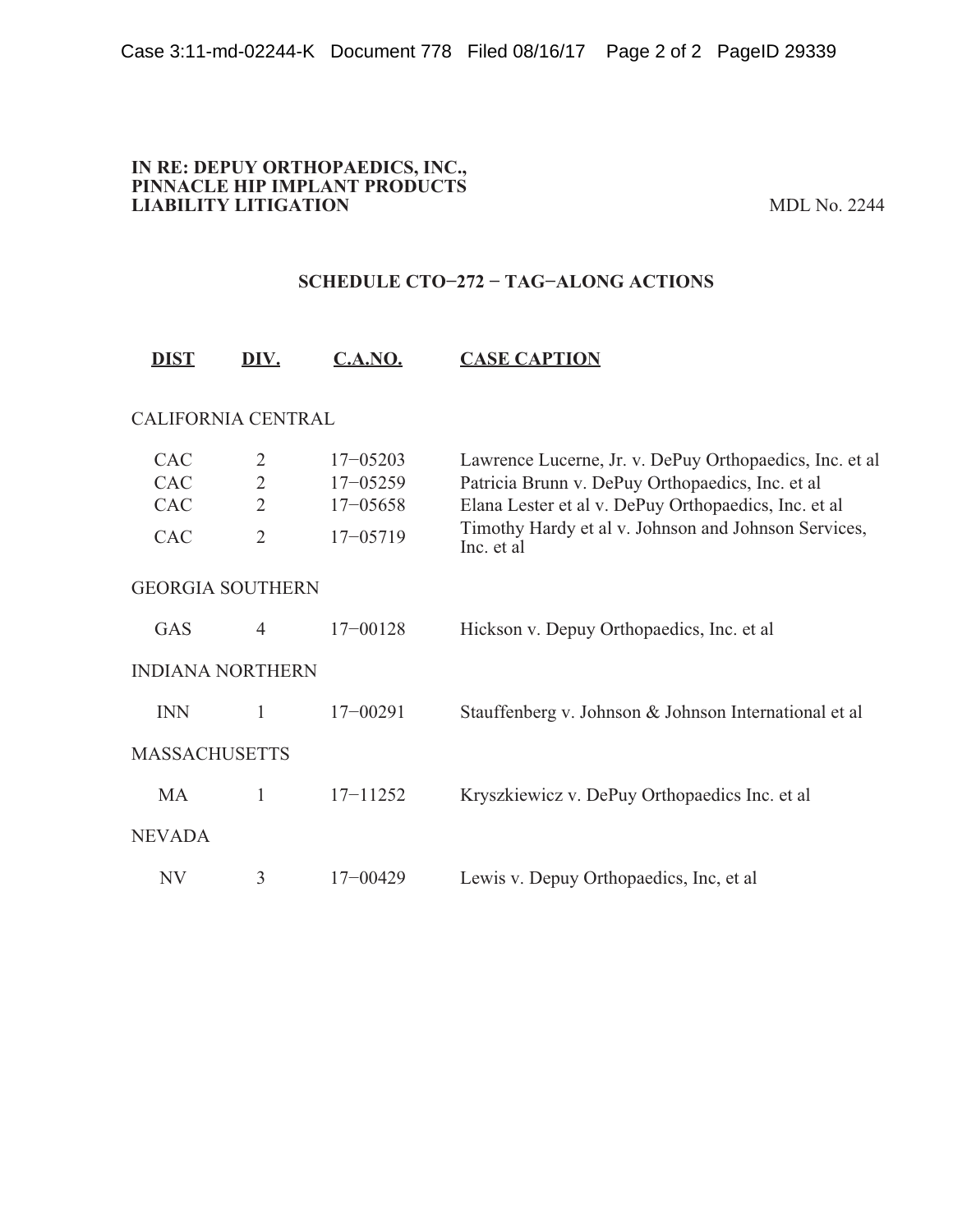**IN RE: DEPUY ORTHOPAEDICS, INC., PINNACLE HIP IMPLANT PRODUCTS LIABILITY LITIGATION** MDL No. 2244

## SCHEDULE CTO−272 − TAG−ALONG ACTIONS

| DIST | DIV. | C.A.NO. | CASE CAPTION |
|---|---|---|---|
| CALIFORNIA CENTRAL | | | |
| CAC | 2 | 17−05203 | Lawrence Lucerne, Jr. v. DePuy Orthopaedics, Inc. et al |
| CAC | 2 | 17−05259 | Patricia Brunn v. DePuy Orthopaedics, Inc. et al |
| CAC | 2 | 17−05658 | Elana Lester et al v. DePuy Orthopaedics, Inc. et al |
| CAC | 2 | 17−05719 | Timothy Hardy et al v. Johnson and Johnson Services, Inc. et al |
| GEORGIA SOUTHERN | | | |
| GAS | 4 | 17−00128 | Hickson v. Depuy Orthopaedics, Inc. et al |
| INDIANA NORTHERN | | | |
| INN | 1 | 17−00291 | Stauffenberg v. Johnson & Johnson International et al |
| MASSACHUSETTS | | | |
| MA | 1 | 17−11252 | Kryszkiewicz v. DePuy Orthopaedics Inc. et al |
| NEVADA | | | |
| NV | 3 | 17−00429 | Lewis v. Depuy Orthopaedics, Inc, et al |